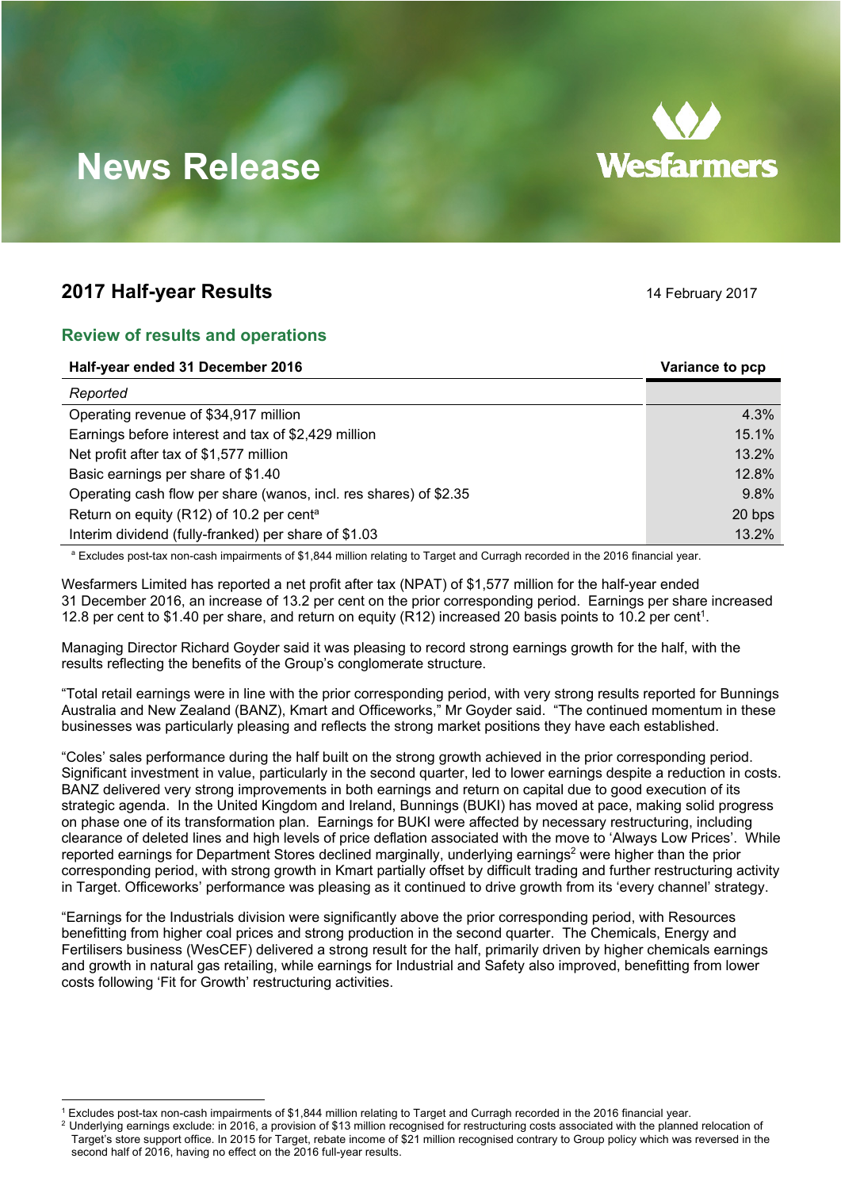# News Release

Wesfarmers

## 2017 Half-year Results

14 February 2017

### Review of results and operations

| Half-year ended 31 December 2016 | Variance to pcp |
|---|---|
| *Reported* | |
| Operating revenue of $34,917 million | 4.3% |
| Earnings before interest and tax of $2,429 million | 15.1% |
| Net profit after tax of $1,577 million | 13.2% |
| Basic earnings per share of $1.40 | 12.8% |
| Operating cash flow per share (wanos, incl. res shares) of $2.35 | 9.8% |
| Return on equity (R12) of 10.2 per cent[a] | 20 bps |
| Interim dividend (fully-franked) per share of $1.03 | 13.2% |

[a] Excludes post-tax non-cash impairments of $1,844 million relating to Target and Curragh recorded in the 2016 financial year.

Wesfarmers Limited has reported a net profit after tax (NPAT) of $1,577 million for the half-year ended 31 December 2016, an increase of 13.2 per cent on the prior corresponding period. Earnings per share increased 12.8 per cent to $1.40 per share, and return on equity (R12) increased 20 basis points to 10.2 per cent[1].

Managing Director Richard Goyder said it was pleasing to record strong earnings growth for the half, with the results reflecting the benefits of the Group's conglomerate structure.

"Total retail earnings were in line with the prior corresponding period, with very strong results reported for Bunnings Australia and New Zealand (BANZ), Kmart and Officeworks," Mr Goyder said. "The continued momentum in these businesses was particularly pleasing and reflects the strong market positions they have each established.

"Coles' sales performance during the half built on the strong growth achieved in the prior corresponding period. Significant investment in value, particularly in the second quarter, led to lower earnings despite a reduction in costs. BANZ delivered very strong improvements in both earnings and return on capital due to good execution of its strategic agenda. In the United Kingdom and Ireland, Bunnings (BUKI) has moved at pace, making solid progress on phase one of its transformation plan. Earnings for BUKI were affected by necessary restructuring, including clearance of deleted lines and high levels of price deflation associated with the move to 'Always Low Prices'. While reported earnings for Department Stores declined marginally, underlying earnings[2] were higher than the prior corresponding period, with strong growth in Kmart partially offset by difficult trading and further restructuring activity in Target. Officeworks' performance was pleasing as it continued to drive growth from its 'every channel' strategy.

"Earnings for the Industrials division were significantly above the prior corresponding period, with Resources benefitting from higher coal prices and strong production in the second quarter. The Chemicals, Energy and Fertilisers business (WesCEF) delivered a strong result for the half, primarily driven by higher chemicals earnings and growth in natural gas retailing, while earnings for Industrial and Safety also improved, benefitting from lower costs following 'Fit for Growth' restructuring activities.

[1] Excludes post-tax non-cash impairments of $1,844 million relating to Target and Curragh recorded in the 2016 financial year.

[2] Underlying earnings exclude: in 2016, a provision of $13 million recognised for restructuring costs associated with the planned relocation of Target's store support office. In 2015 for Target, rebate income of $21 million recognised contrary to Group policy which was reversed in the second half of 2016, having no effect on the 2016 full-year results.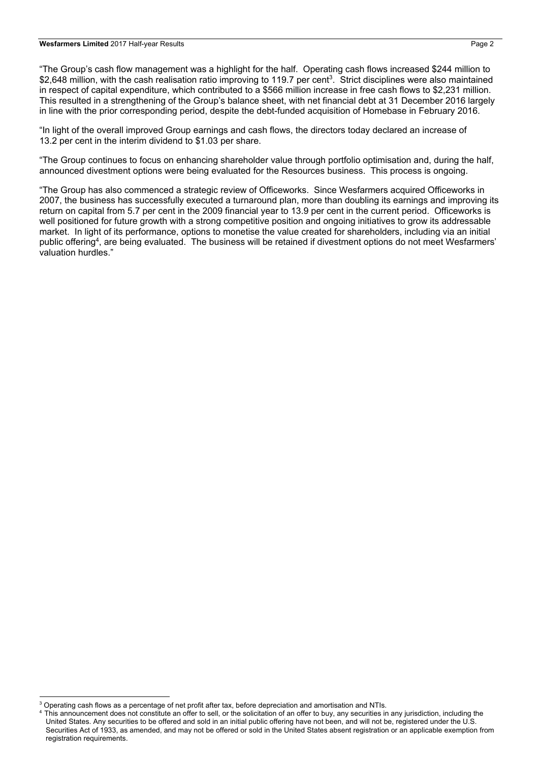"The Group's cash flow management was a highlight for the half. Operating cash flows increased $244 million to $2,648 million, with the cash realisation ratio improving to 119.7 per cent[3]. Strict disciplines were also maintained in respect of capital expenditure, which contributed to a $566 million increase in free cash flows to $2,231 million. This resulted in a strengthening of the Group's balance sheet, with net financial debt at 31 December 2016 largely in line with the prior corresponding period, despite the debt-funded acquisition of Homebase in February 2016.

"In light of the overall improved Group earnings and cash flows, the directors today declared an increase of 13.2 per cent in the interim dividend to $1.03 per share.

"The Group continues to focus on enhancing shareholder value through portfolio optimisation and, during the half, announced divestment options were being evaluated for the Resources business. This process is ongoing.

"The Group has also commenced a strategic review of Officeworks. Since Wesfarmers acquired Officeworks in 2007, the business has successfully executed a turnaround plan, more than doubling its earnings and improving its return on capital from 5.7 per cent in the 2009 financial year to 13.9 per cent in the current period. Officeworks is well positioned for future growth with a strong competitive position and ongoing initiatives to grow its addressable market. In light of its performance, options to monetise the value created for shareholders, including via an initial public offering[4], are being evaluated. The business will be retained if divestment options do not meet Wesfarmers' valuation hurdles."

---

[3] Operating cash flows as a percentage of net profit after tax, before depreciation and amortisation and NTIs.

[4] This announcement does not constitute an offer to sell, or the solicitation of an offer to buy, any securities in any jurisdiction, including the United States. Any securities to be offered and sold in an initial public offering have not been, and will not be, registered under the U.S. Securities Act of 1933, as amended, and may not be offered or sold in the United States absent registration or an applicable exemption from registration requirements.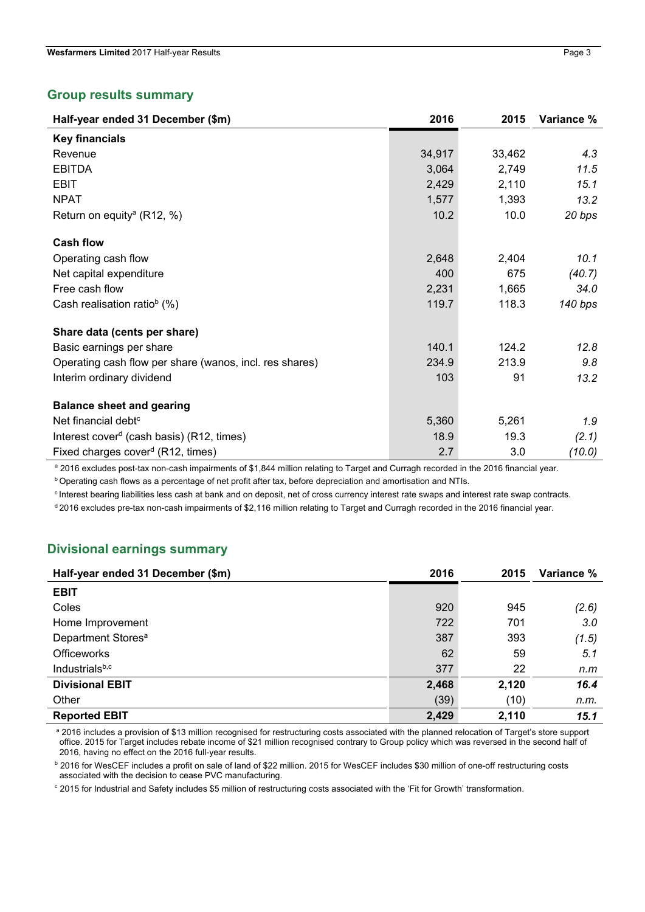## Group results summary

| Half-year ended 31 December ($m) | 2016 | 2015 | Variance % |
|---|---|---|---|
| **Key financials** | | | |
| Revenue | 34,917 | 33,462 | *4.3* |
| EBITDA | 3,064 | 2,749 | *11.5* |
| EBIT | 2,429 | 2,110 | *15.1* |
| NPAT | 1,577 | 1,393 | *13.2* |
| Return on equity[a] (R12, %) | 10.2 | 10.0 | *20 bps* |
| **Cash flow** | | | |
| Operating cash flow | 2,648 | 2,404 | *10.1* |
| Net capital expenditure | 400 | 675 | *(40.7)* |
| Free cash flow | 2,231 | 1,665 | *34.0* |
| Cash realisation ratio[b] (%) | 119.7 | 118.3 | *140 bps* |
| **Share data (cents per share)** | | | |
| Basic earnings per share | 140.1 | 124.2 | *12.8* |
| Operating cash flow per share (wanos, incl. res shares) | 234.9 | 213.9 | *9.8* |
| Interim ordinary dividend | 103 | 91 | *13.2* |
| **Balance sheet and gearing** | | | |
| Net financial debt[c] | 5,360 | 5,261 | *1.9* |
| Interest cover[d] (cash basis) (R12, times) | 18.9 | 19.3 | *(2.1)* |
| Fixed charges cover[d] (R12, times) | 2.7 | 3.0 | *(10.0)* |

[a] 2016 excludes post-tax non-cash impairments of $1,844 million relating to Target and Curragh recorded in the 2016 financial year.

[b] Operating cash flows as a percentage of net profit after tax, before depreciation and amortisation and NTIs.

[c] Interest bearing liabilities less cash at bank and on deposit, net of cross currency interest rate swaps and interest rate swap contracts.

[d] 2016 excludes pre-tax non-cash impairments of $2,116 million relating to Target and Curragh recorded in the 2016 financial year.

## Divisional earnings summary

| Half-year ended 31 December ($m) | 2016 | 2015 | Variance % |
|---|---|---|---|
| **EBIT** | | | |
| Coles | 920 | 945 | *(2.6)* |
| Home Improvement | 722 | 701 | *3.0* |
| Department Stores[a] | 387 | 393 | *(1.5)* |
| Officeworks | 62 | 59 | *5.1* |
| Industrials[b,c] | 377 | 22 | *n.m* |
| **Divisional EBIT** | **2,468** | **2,120** | ***16.4*** |
| Other | (39) | (10) | *n.m.* |
| **Reported EBIT** | **2,429** | **2,110** | ***15.1*** |

[a] 2016 includes a provision of $13 million recognised for restructuring costs associated with the planned relocation of Target's store support office. 2015 for Target includes rebate income of $21 million recognised contrary to Group policy which was reversed in the second half of 2016, having no effect on the 2016 full-year results.

[b] 2016 for WesCEF includes a profit on sale of land of $22 million. 2015 for WesCEF includes $30 million of one-off restructuring costs associated with the decision to cease PVC manufacturing.

[c] 2015 for Industrial and Safety includes $5 million of restructuring costs associated with the 'Fit for Growth' transformation.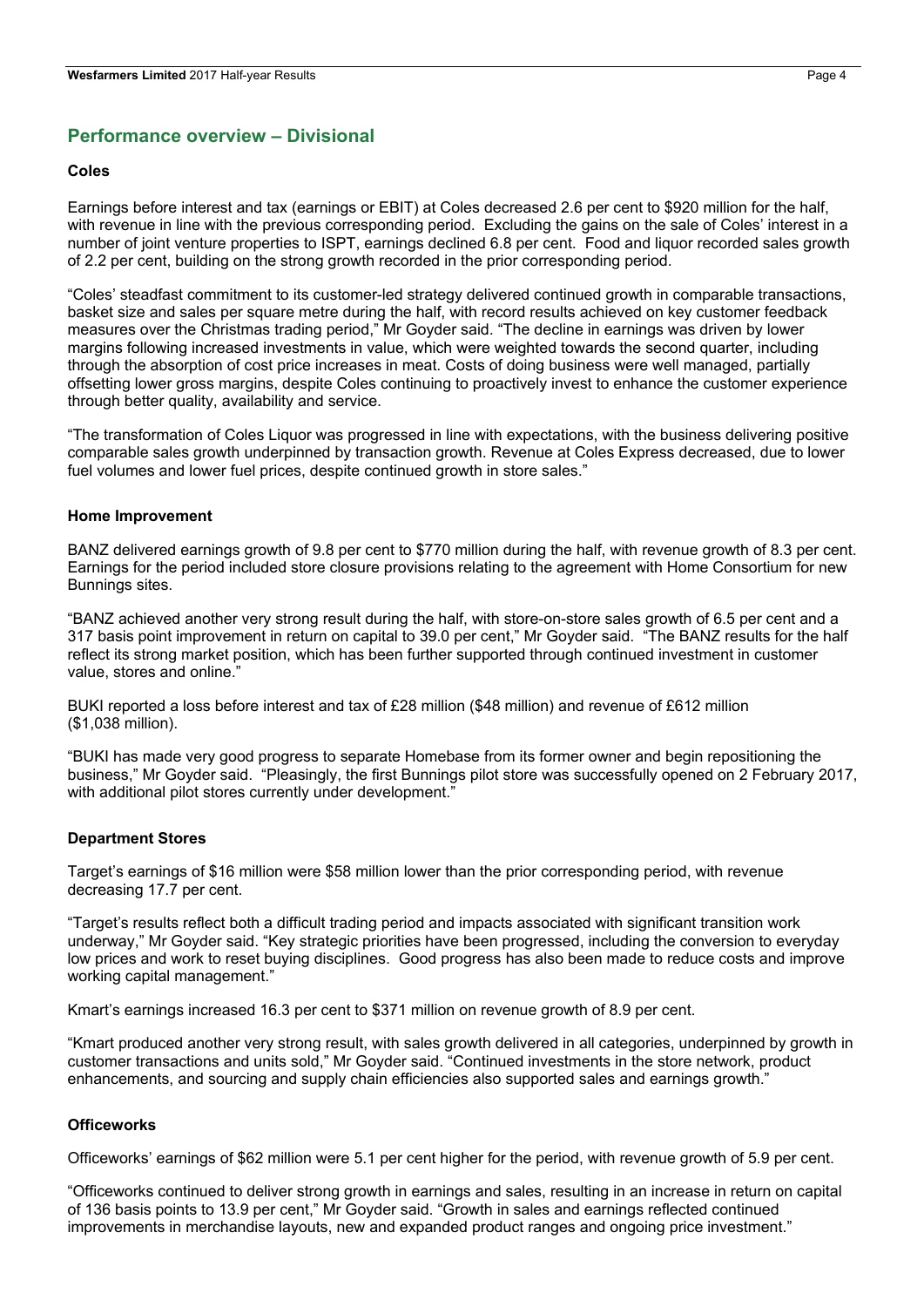## Performance overview – Divisional

### Coles

Earnings before interest and tax (earnings or EBIT) at Coles decreased 2.6 per cent to $920 million for the half, with revenue in line with the previous corresponding period. Excluding the gains on the sale of Coles' interest in a number of joint venture properties to ISPT, earnings declined 6.8 per cent. Food and liquor recorded sales growth of 2.2 per cent, building on the strong growth recorded in the prior corresponding period.

"Coles' steadfast commitment to its customer-led strategy delivered continued growth in comparable transactions, basket size and sales per square metre during the half, with record results achieved on key customer feedback measures over the Christmas trading period," Mr Goyder said. "The decline in earnings was driven by lower margins following increased investments in value, which were weighted towards the second quarter, including through the absorption of cost price increases in meat. Costs of doing business were well managed, partially offsetting lower gross margins, despite Coles continuing to proactively invest to enhance the customer experience through better quality, availability and service.

"The transformation of Coles Liquor was progressed in line with expectations, with the business delivering positive comparable sales growth underpinned by transaction growth. Revenue at Coles Express decreased, due to lower fuel volumes and lower fuel prices, despite continued growth in store sales."

### Home Improvement

BANZ delivered earnings growth of 9.8 per cent to $770 million during the half, with revenue growth of 8.3 per cent. Earnings for the period included store closure provisions relating to the agreement with Home Consortium for new Bunnings sites.

"BANZ achieved another very strong result during the half, with store-on-store sales growth of 6.5 per cent and a 317 basis point improvement in return on capital to 39.0 per cent," Mr Goyder said. "The BANZ results for the half reflect its strong market position, which has been further supported through continued investment in customer value, stores and online."

BUKI reported a loss before interest and tax of £28 million ($48 million) and revenue of £612 million ($1,038 million).

"BUKI has made very good progress to separate Homebase from its former owner and begin repositioning the business," Mr Goyder said. "Pleasingly, the first Bunnings pilot store was successfully opened on 2 February 2017, with additional pilot stores currently under development."

### Department Stores

Target's earnings of $16 million were $58 million lower than the prior corresponding period, with revenue decreasing 17.7 per cent.

"Target's results reflect both a difficult trading period and impacts associated with significant transition work underway," Mr Goyder said. "Key strategic priorities have been progressed, including the conversion to everyday low prices and work to reset buying disciplines. Good progress has also been made to reduce costs and improve working capital management."

Kmart's earnings increased 16.3 per cent to $371 million on revenue growth of 8.9 per cent.

"Kmart produced another very strong result, with sales growth delivered in all categories, underpinned by growth in customer transactions and units sold," Mr Goyder said. "Continued investments in the store network, product enhancements, and sourcing and supply chain efficiencies also supported sales and earnings growth."

### Officeworks

Officeworks' earnings of $62 million were 5.1 per cent higher for the period, with revenue growth of 5.9 per cent.

"Officeworks continued to deliver strong growth in earnings and sales, resulting in an increase in return on capital of 136 basis points to 13.9 per cent," Mr Goyder said. "Growth in sales and earnings reflected continued improvements in merchandise layouts, new and expanded product ranges and ongoing price investment."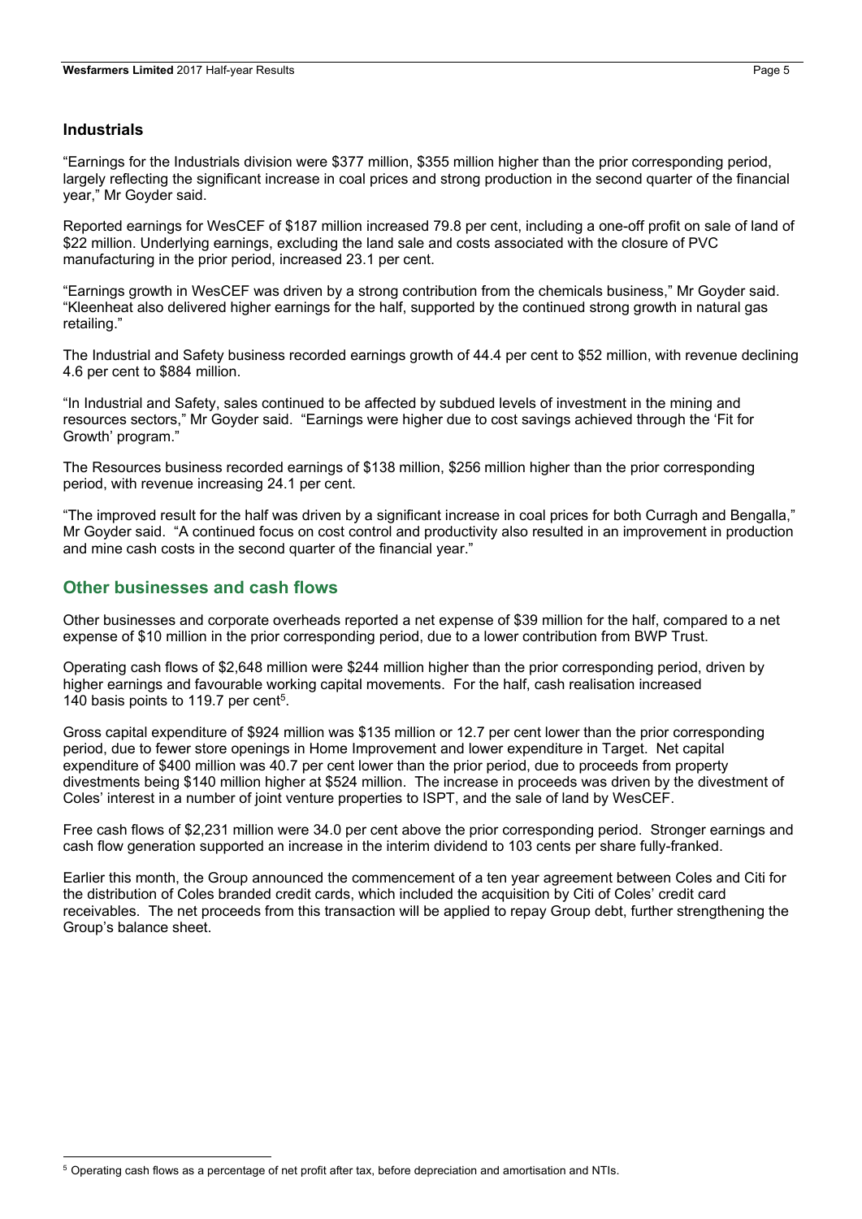## Industrials

"Earnings for the Industrials division were $377 million, $355 million higher than the prior corresponding period, largely reflecting the significant increase in coal prices and strong production in the second quarter of the financial year," Mr Goyder said.

Reported earnings for WesCEF of $187 million increased 79.8 per cent, including a one-off profit on sale of land of $22 million. Underlying earnings, excluding the land sale and costs associated with the closure of PVC manufacturing in the prior period, increased 23.1 per cent.

"Earnings growth in WesCEF was driven by a strong contribution from the chemicals business," Mr Goyder said. "Kleenheat also delivered higher earnings for the half, supported by the continued strong growth in natural gas retailing."

The Industrial and Safety business recorded earnings growth of 44.4 per cent to $52 million, with revenue declining 4.6 per cent to $884 million.

"In Industrial and Safety, sales continued to be affected by subdued levels of investment in the mining and resources sectors," Mr Goyder said. "Earnings were higher due to cost savings achieved through the 'Fit for Growth' program."

The Resources business recorded earnings of $138 million, $256 million higher than the prior corresponding period, with revenue increasing 24.1 per cent.

"The improved result for the half was driven by a significant increase in coal prices for both Curragh and Bengalla," Mr Goyder said. "A continued focus on cost control and productivity also resulted in an improvement in production and mine cash costs in the second quarter of the financial year."

## Other businesses and cash flows

Other businesses and corporate overheads reported a net expense of $39 million for the half, compared to a net expense of $10 million in the prior corresponding period, due to a lower contribution from BWP Trust.

Operating cash flows of $2,648 million were $244 million higher than the prior corresponding period, driven by higher earnings and favourable working capital movements. For the half, cash realisation increased 140 basis points to 119.7 per cent[5].

Gross capital expenditure of $924 million was $135 million or 12.7 per cent lower than the prior corresponding period, due to fewer store openings in Home Improvement and lower expenditure in Target. Net capital expenditure of $400 million was 40.7 per cent lower than the prior period, due to proceeds from property divestments being $140 million higher at $524 million. The increase in proceeds was driven by the divestment of Coles' interest in a number of joint venture properties to ISPT, and the sale of land by WesCEF.

Free cash flows of $2,231 million were 34.0 per cent above the prior corresponding period. Stronger earnings and cash flow generation supported an increase in the interim dividend to 103 cents per share fully-franked.

Earlier this month, the Group announced the commencement of a ten year agreement between Coles and Citi for the distribution of Coles branded credit cards, which included the acquisition by Citi of Coles' credit card receivables. The net proceeds from this transaction will be applied to repay Group debt, further strengthening the Group's balance sheet.

---

[5] Operating cash flows as a percentage of net profit after tax, before depreciation and amortisation and NTIs.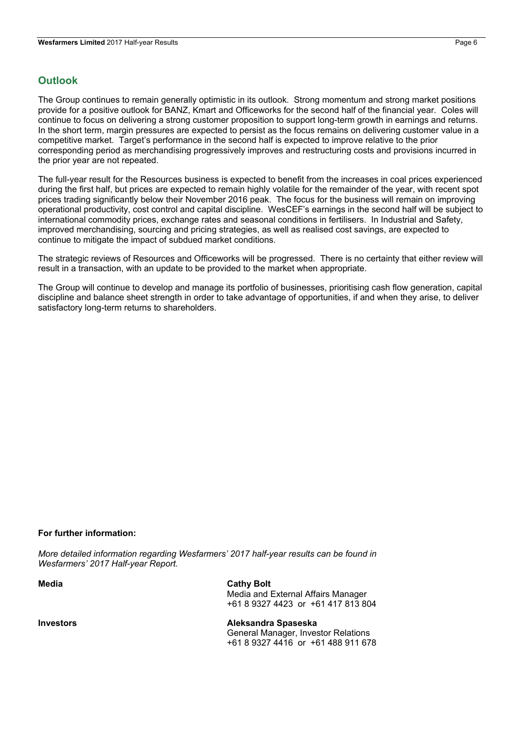## Outlook

The Group continues to remain generally optimistic in its outlook. Strong momentum and strong market positions provide for a positive outlook for BANZ, Kmart and Officeworks for the second half of the financial year. Coles will continue to focus on delivering a strong customer proposition to support long-term growth in earnings and returns. In the short term, margin pressures are expected to persist as the focus remains on delivering customer value in a competitive market. Target's performance in the second half is expected to improve relative to the prior corresponding period as merchandising progressively improves and restructuring costs and provisions incurred in the prior year are not repeated.

The full-year result for the Resources business is expected to benefit from the increases in coal prices experienced during the first half, but prices are expected to remain highly volatile for the remainder of the year, with recent spot prices trading significantly below their November 2016 peak. The focus for the business will remain on improving operational productivity, cost control and capital discipline. WesCEF's earnings in the second half will be subject to international commodity prices, exchange rates and seasonal conditions in fertilisers. In Industrial and Safety, improved merchandising, sourcing and pricing strategies, as well as realised cost savings, are expected to continue to mitigate the impact of subdued market conditions.

The strategic reviews of Resources and Officeworks will be progressed. There is no certainty that either review will result in a transaction, with an update to be provided to the market when appropriate.

The Group will continue to develop and manage its portfolio of businesses, prioritising cash flow generation, capital discipline and balance sheet strength in order to take advantage of opportunities, if and when they arise, to deliver satisfactory long-term returns to shareholders.

**For further information:**

*More detailed information regarding Wesfarmers' 2017 half-year results can be found in Wesfarmers' 2017 Half-year Report.*

**Media**

**Cathy Bolt**
Media and External Affairs Manager
+61 8 9327 4423 or +61 417 813 804

**Investors**

**Aleksandra Spaseska**
General Manager, Investor Relations
+61 8 9327 4416 or +61 488 911 678